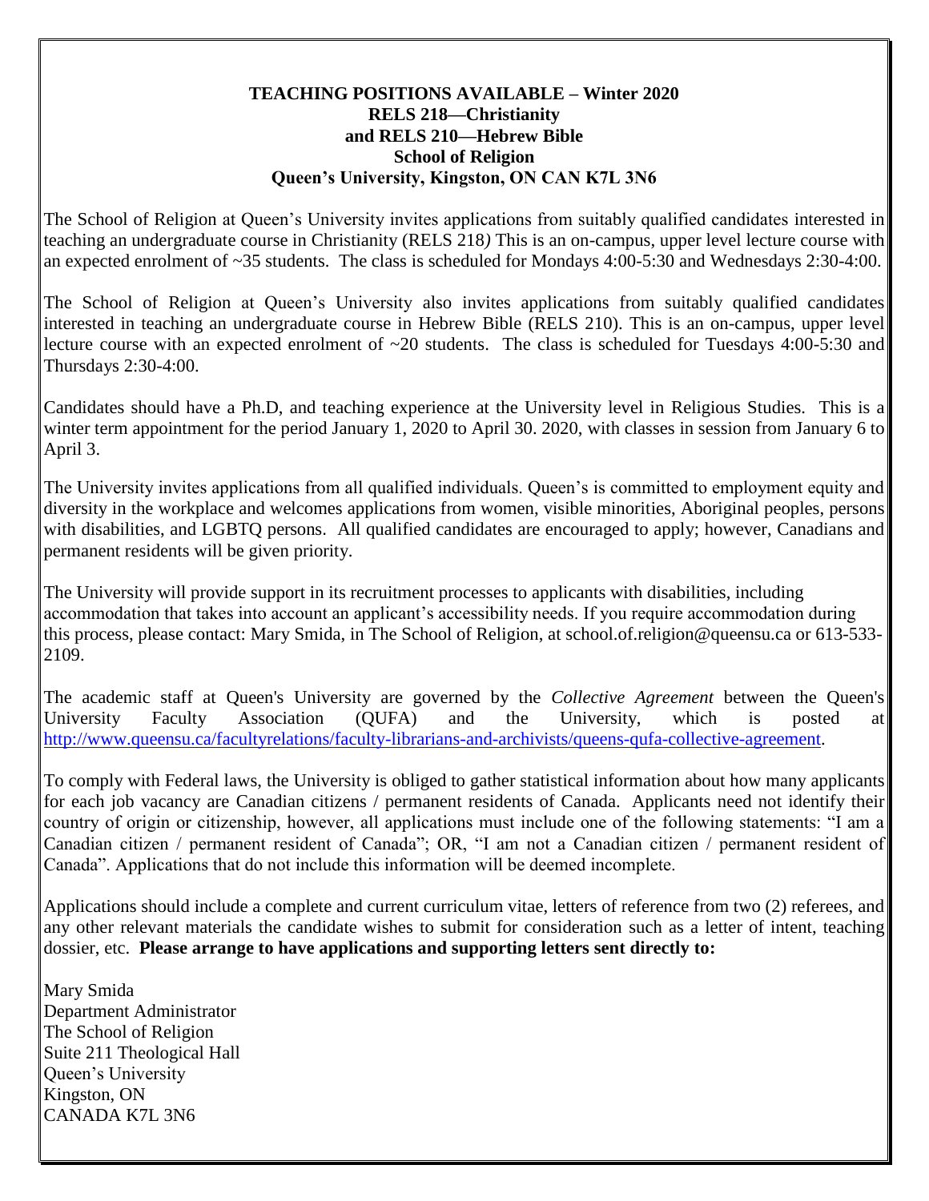# TEACHING POSITIONS AVAILABLE – Winter 2020
## RELS 218—Christianity
## and RELS 210—Hebrew Bible
## School of Religion
## Queen's University, Kingston, ON CAN K7L 3N6

The School of Religion at Queen's University invites applications from suitably qualified candidates interested in teaching an undergraduate course in Christianity (RELS 218*)* This is an on-campus, upper level lecture course with an expected enrolment of ~35 students. The class is scheduled for Mondays 4:00-5:30 and Wednesdays 2:30-4:00.

The School of Religion at Queen's University also invites applications from suitably qualified candidates interested in teaching an undergraduate course in Hebrew Bible (RELS 210). This is an on-campus, upper level lecture course with an expected enrolment of ~20 students. The class is scheduled for Tuesdays 4:00-5:30 and Thursdays 2:30-4:00.

Candidates should have a Ph.D, and teaching experience at the University level in Religious Studies. This is a winter term appointment for the period January 1, 2020 to April 30. 2020, with classes in session from January 6 to April 3.

The University invites applications from all qualified individuals. Queen's is committed to employment equity and diversity in the workplace and welcomes applications from women, visible minorities, Aboriginal peoples, persons with disabilities, and LGBTQ persons. All qualified candidates are encouraged to apply; however, Canadians and permanent residents will be given priority.

The University will provide support in its recruitment processes to applicants with disabilities, including accommodation that takes into account an applicant's accessibility needs. If you require accommodation during this process, please contact: Mary Smida, in The School of Religion, at school.of.religion@queensu.ca or 613-533-2109.

The academic staff at Queen's University are governed by the *Collective Agreement* between the Queen's University Faculty Association (QUFA) and the University, which is posted at http://www.queensu.ca/facultyrelations/faculty-librarians-and-archivists/queens-qufa-collective-agreement.

To comply with Federal laws, the University is obliged to gather statistical information about how many applicants for each job vacancy are Canadian citizens / permanent residents of Canada. Applicants need not identify their country of origin or citizenship, however, all applications must include one of the following statements: "I am a Canadian citizen / permanent resident of Canada"; OR, "I am not a Canadian citizen / permanent resident of Canada". Applications that do not include this information will be deemed incomplete.

Applications should include a complete and current curriculum vitae, letters of reference from two (2) referees, and any other relevant materials the candidate wishes to submit for consideration such as a letter of intent, teaching dossier, etc. **Please arrange to have applications and supporting letters sent directly to:**

Mary Smida  
Department Administrator  
The School of Religion  
Suite 211 Theological Hall  
Queen's University  
Kingston, ON  
CANADA K7L 3N6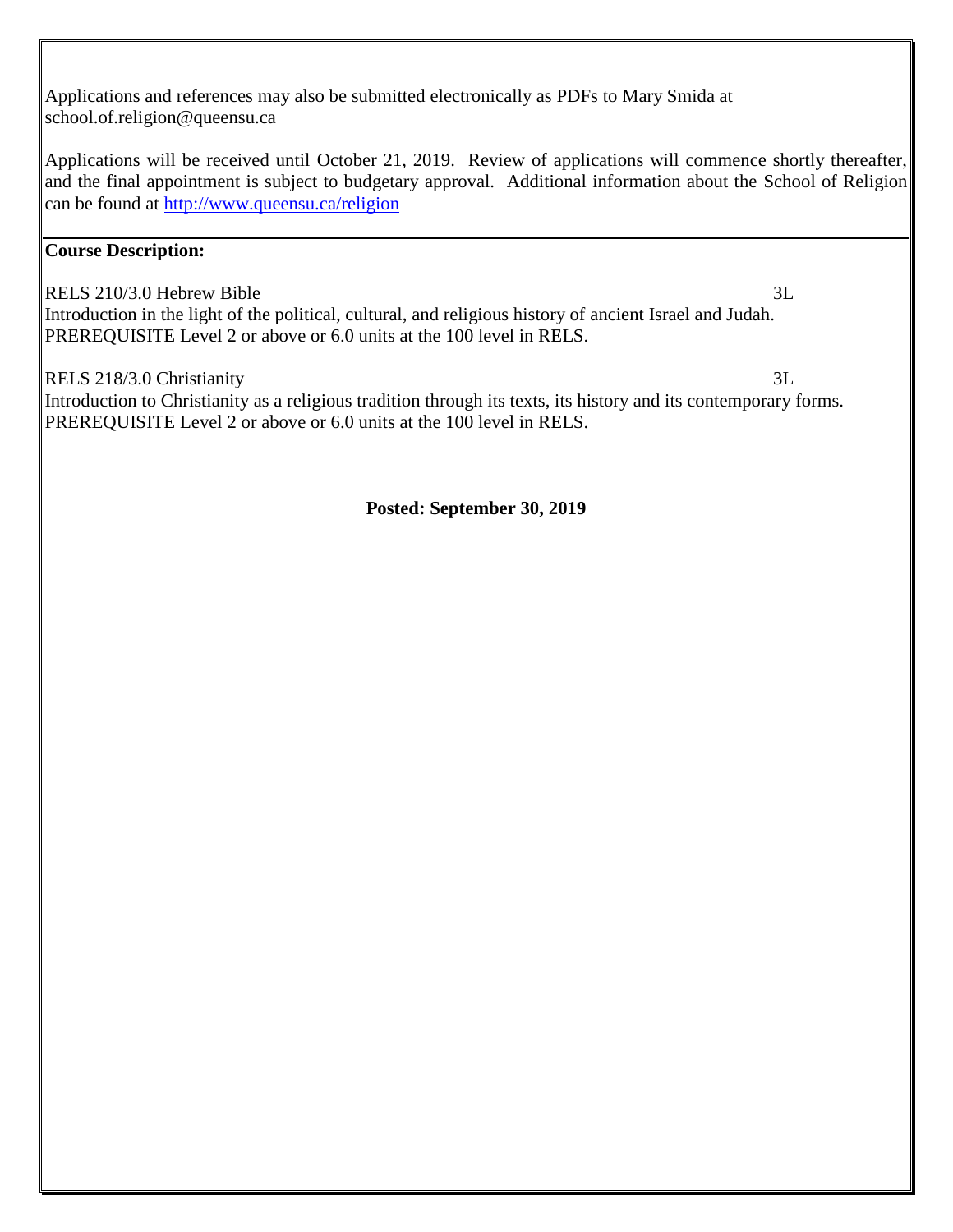Applications and references may also be submitted electronically as PDFs to Mary Smida at school.of.religion@queensu.ca

Applications will be received until October 21, 2019. Review of applications will commence shortly thereafter, and the final appointment is subject to budgetary approval. Additional information about the School of Religion can be found at [http://www.queensu.ca/religion](http://www.queensu.ca/religion)

**Course Description:**

RELS 210/3.0 Hebrew Bible 3L
Introduction in the light of the political, cultural, and religious history of ancient Israel and Judah.
PREREQUISITE Level 2 or above or 6.0 units at the 100 level in RELS.

RELS 218/3.0 Christianity 3L
Introduction to Christianity as a religious tradition through its texts, its history and its contemporary forms.
PREREQUISITE Level 2 or above or 6.0 units at the 100 level in RELS.

**Posted: September 30, 2019**